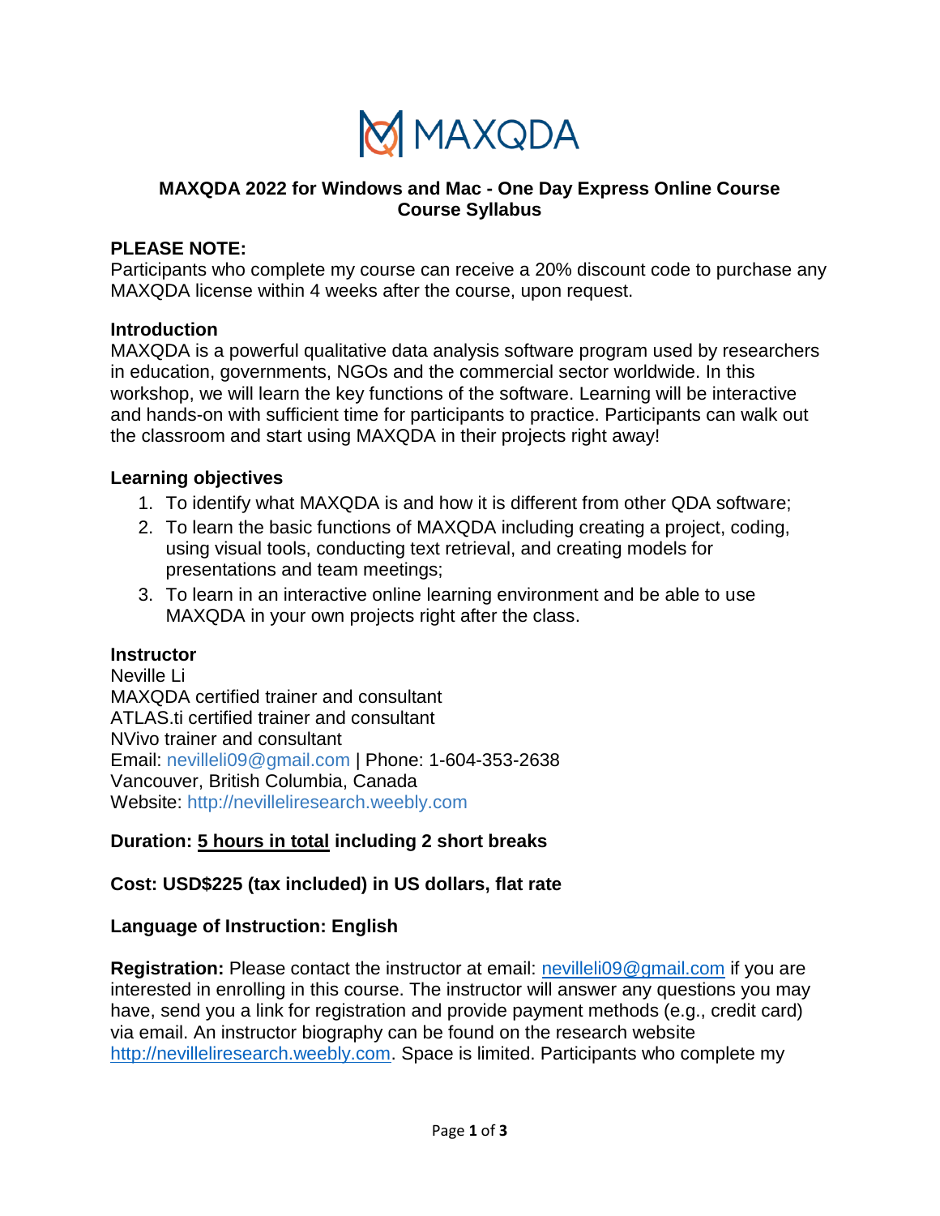# MAXQDA

## MAXQDA 2022 for Windows and Mac - One Day Express Online Course
## Course Syllabus

### PLEASE NOTE:

Participants who complete my course can receive a 20% discount code to purchase any MAXQDA license within 4 weeks after the course, upon request.

### Introduction

MAXQDA is a powerful qualitative data analysis software program used by researchers in education, governments, NGOs and the commercial sector worldwide. In this workshop, we will learn the key functions of the software. Learning will be interactive and hands-on with sufficient time for participants to practice. Participants can walk out the classroom and start using MAXQDA in their projects right away!

### Learning objectives

1. To identify what MAXQDA is and how it is different from other QDA software;
2. To learn the basic functions of MAXQDA including creating a project, coding, using visual tools, conducting text retrieval, and creating models for presentations and team meetings;
3. To learn in an interactive online learning environment and be able to use MAXQDA in your own projects right after the class.

### Instructor

Neville Li
MAXQDA certified trainer and consultant
ATLAS.ti certified trainer and consultant
NVivo trainer and consultant
Email: nevilleli09@gmail.com | Phone: 1-604-353-2638
Vancouver, British Columbia, Canada
Website: http://nevilleliresearch.weebly.com

**Duration: 5 hours in total including 2 short breaks**

**Cost: USD$225 (tax included) in US dollars, flat rate**

**Language of Instruction: English**

**Registration:** Please contact the instructor at email: nevilleli09@gmail.com if you are interested in enrolling in this course. The instructor will answer any questions you may have, send you a link for registration and provide payment methods (e.g., credit card) via email. An instructor biography can be found on the research website http://nevilleliresearch.weebly.com. Space is limited. Participants who complete my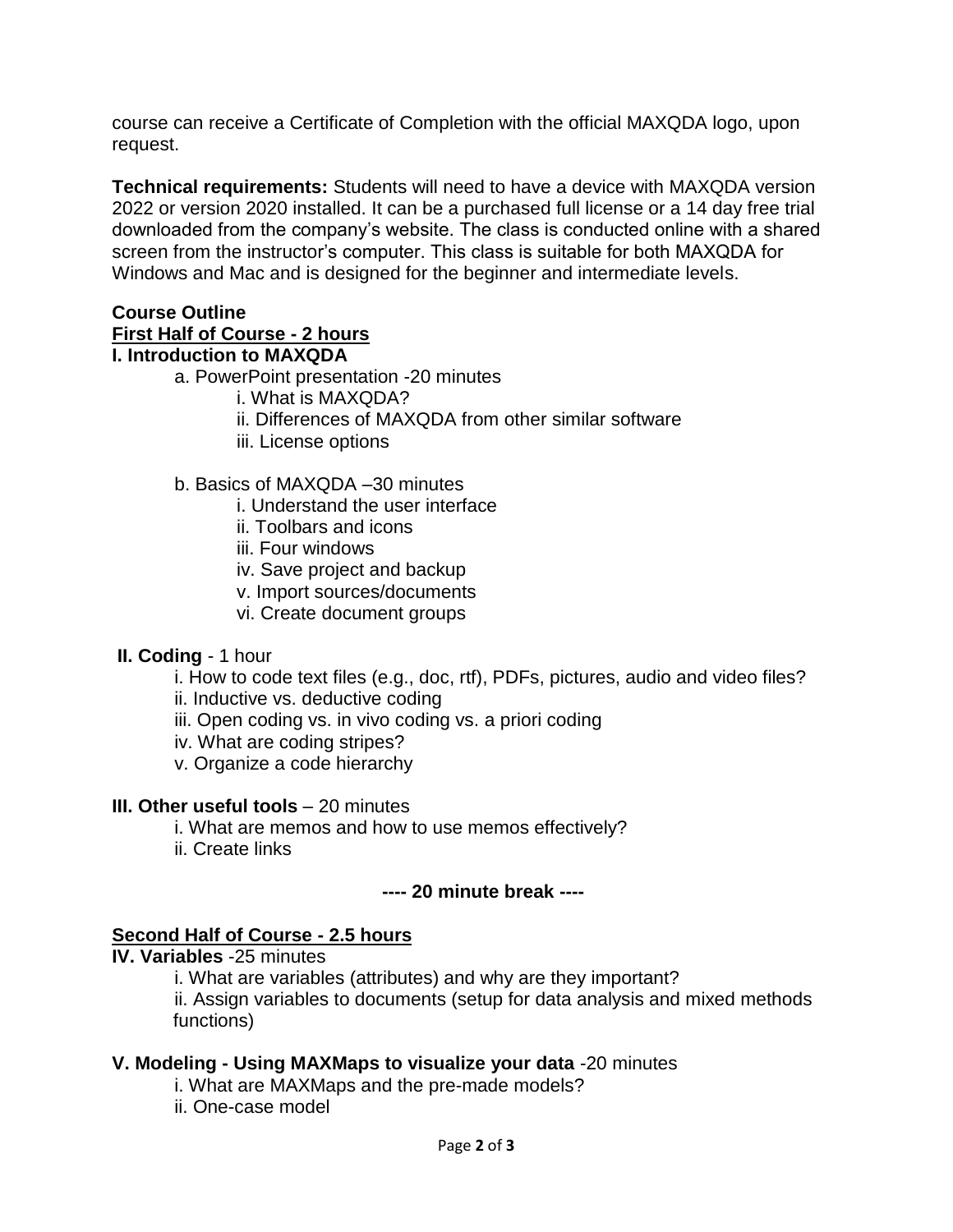course can receive a Certificate of Completion with the official MAXQDA logo, upon request.

**Technical requirements:** Students will need to have a device with MAXQDA version 2022 or version 2020 installed. It can be a purchased full license or a 14 day free trial downloaded from the company's website. The class is conducted online with a shared screen from the instructor's computer. This class is suitable for both MAXQDA for Windows and Mac and is designed for the beginner and intermediate levels.

**Course Outline**

**First Half of Course - 2 hours**

**I. Introduction to MAXQDA**

- a. PowerPoint presentation -20 minutes
    - i. What is MAXQDA?
    - ii. Differences of MAXQDA from other similar software
    - iii. License options

- b. Basics of MAXQDA –30 minutes
    - i. Understand the user interface
    - ii. Toolbars and icons
    - iii. Four windows
    - iv. Save project and backup
    - v. Import sources/documents
    - vi. Create document groups

**II. Coding** - 1 hour

- i. How to code text files (e.g., doc, rtf), PDFs, pictures, audio and video files?
- ii. Inductive vs. deductive coding
- iii. Open coding vs. in vivo coding vs. a priori coding
- iv. What are coding stripes?
- v. Organize a code hierarchy

**III. Other useful tools** – 20 minutes

- i. What are memos and how to use memos effectively?
- ii. Create links

**---- 20 minute break ----**

**Second Half of Course - 2.5 hours**

**IV. Variables** -25 minutes

- i. What are variables (attributes) and why are they important?
- ii. Assign variables to documents (setup for data analysis and mixed methods functions)

**V. Modeling - Using MAXMaps to visualize your data** -20 minutes

- i. What are MAXMaps and the pre-made models?
- ii. One-case model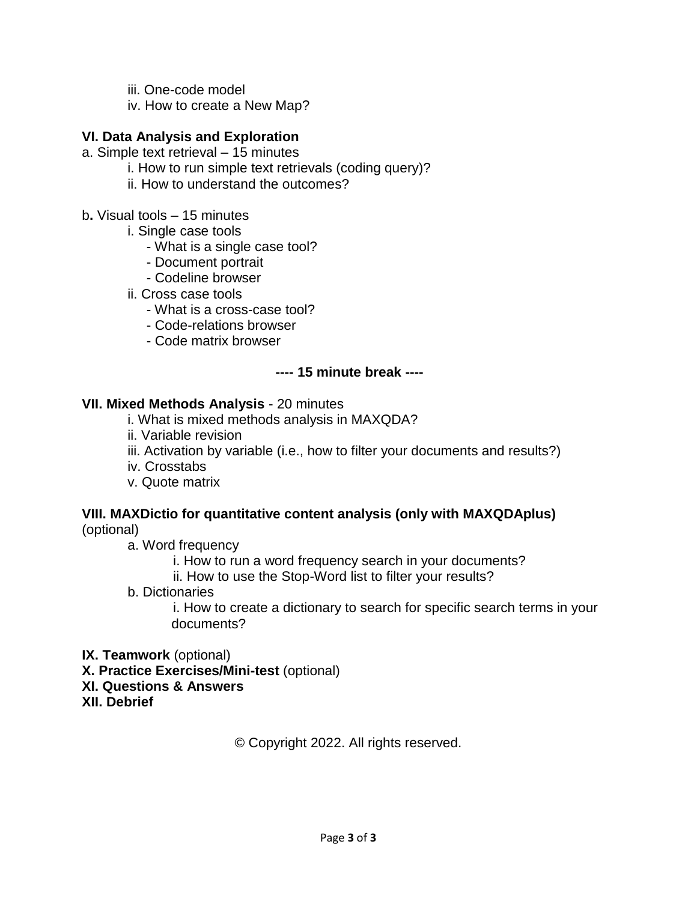iii. One-code model
iv. How to create a New Map?

**VI. Data Analysis and Exploration**

a. Simple text retrieval – 15 minutes
- i. How to run simple text retrievals (coding query)?
- ii. How to understand the outcomes?

b. Visual tools – 15 minutes
- i. Single case tools
  - What is a single case tool?
  - Document portrait
  - Codeline browser
- ii. Cross case tools
  - What is a cross-case tool?
  - Code-relations browser
  - Code matrix browser

**---- 15 minute break ----**

**VII. Mixed Methods Analysis** - 20 minutes
- i. What is mixed methods analysis in MAXQDA?
- ii. Variable revision
- iii. Activation by variable (i.e., how to filter your documents and results?)
- iv. Crosstabs
- v. Quote matrix

**VIII. MAXDictio for quantitative content analysis (only with MAXQDAplus)** (optional)
- a. Word frequency
  - i. How to run a word frequency search in your documents?
  - ii. How to use the Stop-Word list to filter your results?
- b. Dictionaries
  - i. How to create a dictionary to search for specific search terms in your documents?

**IX. Teamwork** (optional)
**X. Practice Exercises/Mini-test** (optional)
**XI. Questions & Answers**
**XII. Debrief**

© Copyright 2022. All rights reserved.